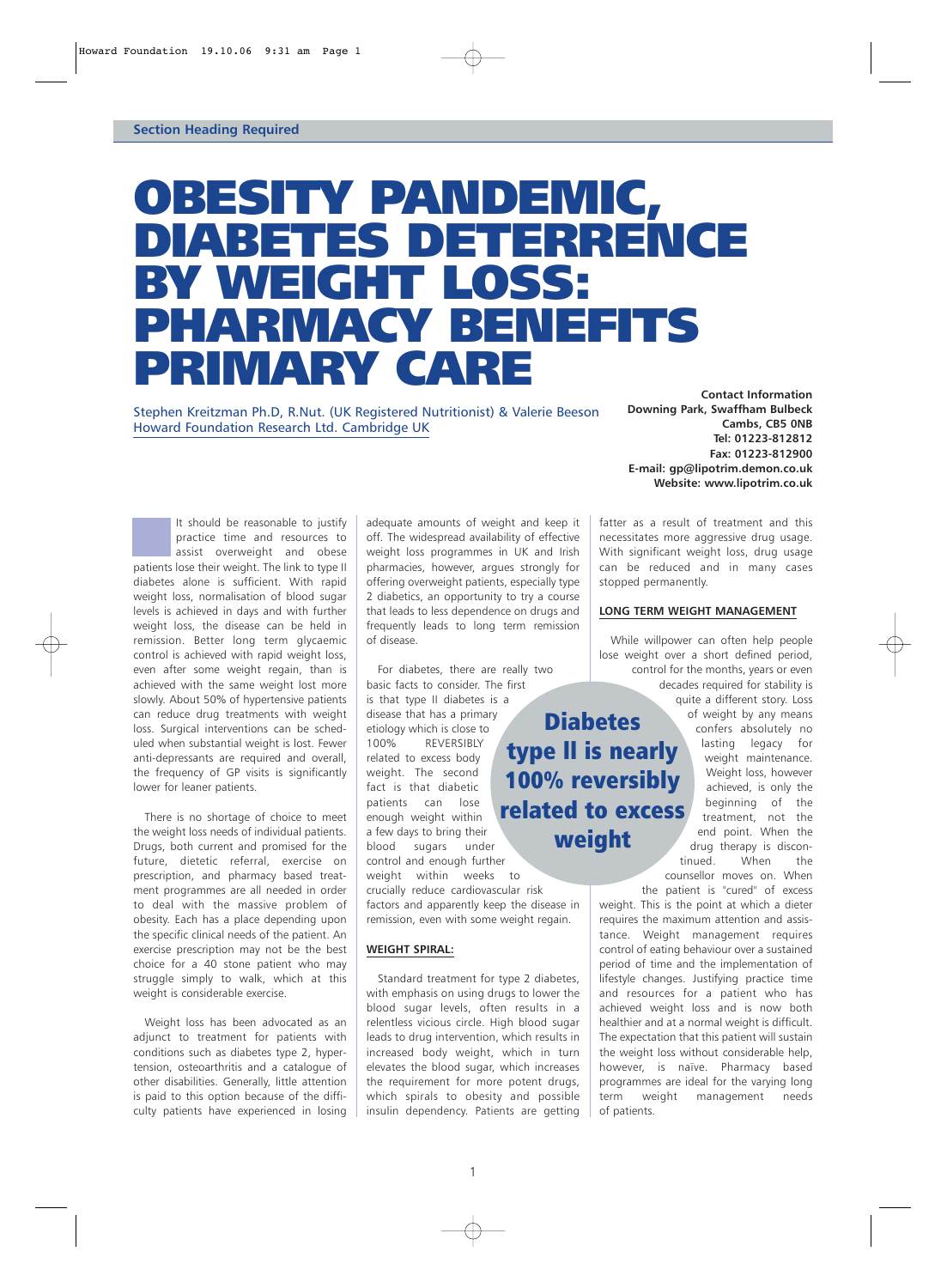**Section Heading Required**

# OBESITY PANDEMIC, DIABETES DETERRENCE BY WEIGHT LOSS: PHARMACY BENEFITS PRIMARY CARE

Stephen Kreitzman Ph.D, R.Nut. (UK Registered Nutritionist) & Valerie Beeson
Howard Foundation Research Ltd. Cambridge UK

**Contact Information**
**Downing Park, Swaffham Bulbeck**
**Cambs, CB5 0NB**
**Tel: 01223-812812**
**Fax: 01223-812900**
**E-mail: gp@lipotrim.demon.co.uk**
**Website: www.lipotrim.co.uk**

It should be reasonable to justify practice time and resources to assist overweight and obese patients lose their weight. The link to type II diabetes alone is sufficient. With rapid weight loss, normalisation of blood sugar levels is achieved in days and with further weight loss, the disease can be held in remission. Better long term glycaemic control is achieved with rapid weight loss, even after some weight regain, than is achieved with the same weight lost more slowly. About 50% of hypertensive patients can reduce drug treatments with weight loss. Surgical interventions can be scheduled when substantial weight is lost. Fewer anti-depressants are required and overall, the frequency of GP visits is significantly lower for leaner patients.

There is no shortage of choice to meet the weight loss needs of individual patients. Drugs, both current and promised for the future, dietetic referral, exercise on prescription, and pharmacy based treatment programmes are all needed in order to deal with the massive problem of obesity. Each has a place depending upon the specific clinical needs of the patient. An exercise prescription may not be the best choice for a 40 stone patient who may struggle simply to walk, which at this weight is considerable exercise.

Weight loss has been advocated as an adjunct to treatment for patients with conditions such as diabetes type 2, hypertension, osteoarthritis and a catalogue of other disabilities. Generally, little attention is paid to this option because of the difficulty patients have experienced in losing adequate amounts of weight and keep it off. The widespread availability of effective weight loss programmes in UK and Irish pharmacies, however, argues strongly for offering overweight patients, especially type 2 diabetics, an opportunity to try a course that leads to less dependence on drugs and frequently leads to long term remission of disease.

For diabetes, there are really two basic facts to consider. The first is that type II diabetes is a disease that has a primary etiology which is close to 100% REVERSIBLY related to excess body weight. The second fact is that diabetic patients can lose enough weight within a few days to bring their blood sugars under control and enough further weight within weeks to crucially reduce cardiovascular risk factors and apparently keep the disease in remission, even with some weight regain.

**Diabetes type II is nearly 100% reversibly related to excess weight**

## WEIGHT SPIRAL:

Standard treatment for type 2 diabetes, with emphasis on using drugs to lower the blood sugar levels, often results in a relentless vicious circle. High blood sugar leads to drug intervention, which results in increased body weight, which in turn elevates the blood sugar, which increases the requirement for more potent drugs, which spirals to obesity and possible insulin dependency. Patients are getting fatter as a result of treatment and this necessitates more aggressive drug usage. With significant weight loss, drug usage can be reduced and in many cases stopped permanently.

## LONG TERM WEIGHT MANAGEMENT

While willpower can often help people lose weight over a short defined period, control for the months, years or even decades required for stability is quite a different story. Loss of weight by any means confers absolutely no lasting legacy for weight maintenance. Weight loss, however achieved, is only the beginning of the treatment, not the end point. When the drug therapy is discontinued. When the counsellor moves on. When the patient is "cured" of excess weight. This is the point at which a dieter requires the maximum attention and assistance. Weight management requires control of eating behaviour over a sustained period of time and the implementation of lifestyle changes. Justifying practice time and resources for a patient who has achieved weight loss and is now both healthier and at a normal weight is difficult. The expectation that this patient will sustain the weight loss without considerable help, however, is naïve. Pharmacy based programmes are ideal for the varying long term weight management needs of patients.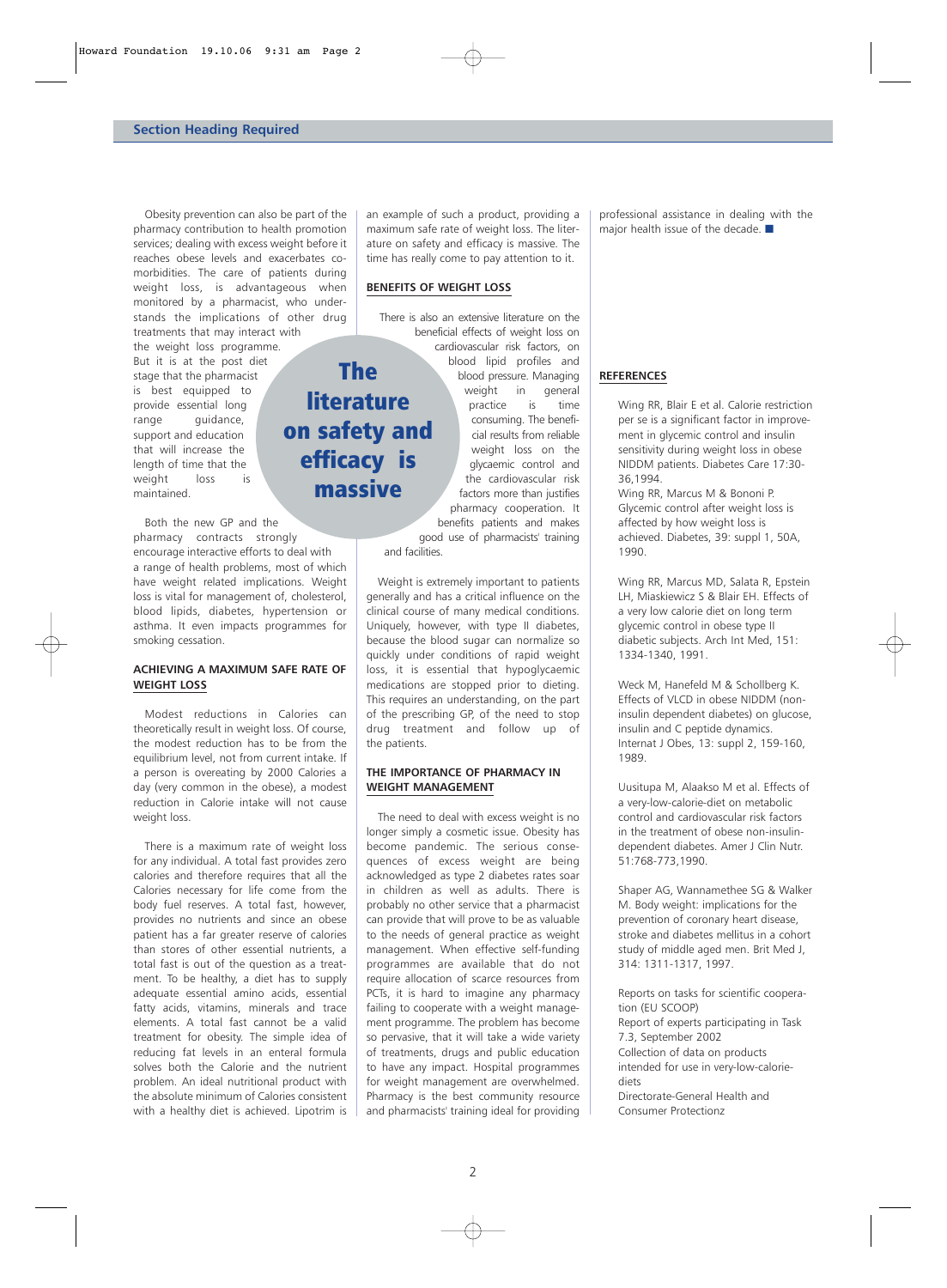Obesity prevention can also be part of the pharmacy contribution to health promotion services; dealing with excess weight before it reaches obese levels and exacerbates co-morbidities. The care of patients during weight loss, is advantageous when monitored by a pharmacist, who understands the implications of other drug treatments that may interact with the weight loss programme. But it is at the post diet stage that the pharmacist is best equipped to provide essential long range guidance, support and education that will increase the length of time that the weight loss is maintained.

**The literature on safety and efficacy is massive**

Both the new GP and the pharmacy contracts strongly encourage interactive efforts to deal with a range of health problems, most of which have weight related implications. Weight loss is vital for management of, cholesterol, blood lipids, diabetes, hypertension or asthma. It even impacts programmes for smoking cessation.

### ACHIEVING A MAXIMUM SAFE RATE OF WEIGHT LOSS

Modest reductions in Calories can theoretically result in weight loss. Of course, the modest reduction has to be from the equilibrium level, not from current intake. If a person is overeating by 2000 Calories a day (very common in the obese), a modest reduction in Calorie intake will not cause weight loss.

There is a maximum rate of weight loss for any individual. A total fast provides zero calories and therefore requires that all the Calories necessary for life come from the body fuel reserves. A total fast, however, provides no nutrients and since an obese patient has a far greater reserve of calories than stores of other essential nutrients, a total fast is out of the question as a treatment. To be healthy, a diet has to supply adequate essential amino acids, essential fatty acids, vitamins, minerals and trace elements. A total fast cannot be a valid treatment for obesity. The simple idea of reducing fat levels in an enteral formula solves both the Calorie and the nutrient problem. An ideal nutritional product with the absolute minimum of Calories consistent with a healthy diet is achieved. Lipotrim is an example of such a product, providing a maximum safe rate of weight loss. The literature on safety and efficacy is massive. The time has really come to pay attention to it.

### BENEFITS OF WEIGHT LOSS

There is also an extensive literature on the beneficial effects of weight loss on cardiovascular risk factors, on blood lipid profiles and blood pressure. Managing weight in general practice is time consuming. The beneficial results from reliable weight loss on the glycaemic control and the cardiovascular risk factors more than justifies pharmacy cooperation. It benefits patients and makes good use of pharmacists' training and facilities.

Weight is extremely important to patients generally and has a critical influence on the clinical course of many medical conditions. Uniquely, however, with type II diabetes, because the blood sugar can normalize so quickly under conditions of rapid weight loss, it is essential that hypoglycaemic medications are stopped prior to dieting. This requires an understanding, on the part of the prescribing GP, of the need to stop drug treatment and follow up of the patients.

### THE IMPORTANCE OF PHARMACY IN WEIGHT MANAGEMENT

The need to deal with excess weight is no longer simply a cosmetic issue. Obesity has become pandemic. The serious consequences of excess weight are being acknowledged as type 2 diabetes rates soar in children as well as adults. There is probably no other service that a pharmacist can provide that will prove to be as valuable to the needs of general practice as weight management. When effective self-funding programmes are available that do not require allocation of scarce resources from PCTs, it is hard to imagine any pharmacy failing to cooperate with a weight management programme. The problem has become so pervasive, that it will take a wide variety of treatments, drugs and public education to have any impact. Hospital programmes for weight management are overwhelmed. Pharmacy is the best community resource and pharmacists' training ideal for providing professional assistance in dealing with the major health issue of the decade. ■

### REFERENCES

Wing RR, Blair E et al. Calorie restriction per se is a significant factor in improvement in glycemic control and insulin sensitivity during weight loss in obese NIDDM patients. Diabetes Care 17:30-36,1994.

Wing RR, Marcus M & Bononi P. Glycemic control after weight loss is affected by how weight loss is achieved. Diabetes, 39: suppl 1, 50A, 1990.

Wing RR, Marcus MD, Salata R, Epstein LH, Miaskiewicz S & Blair EH. Effects of a very low calorie diet on long term glycemic control in obese type II diabetic subjects. Arch Int Med, 151: 1334-1340, 1991.

Weck M, Hanefeld M & Schollberg K. Effects of VLCD in obese NIDDM (non-insulin dependent diabetes) on glucose, insulin and C peptide dynamics. Internat J Obes, 13: suppl 2, 159-160, 1989.

Uusitupa M, Alaakso M et al. Effects of a very-low-calorie-diet on metabolic control and cardiovascular risk factors in the treatment of obese non-insulin-dependent diabetes. Amer J Clin Nutr. 51:768-773,1990.

Shaper AG, Wannamethee SG & Walker M. Body weight: implications for the prevention of coronary heart disease, stroke and diabetes mellitus in a cohort study of middle aged men. Brit Med J, 314: 1311-1317, 1997.

Reports on tasks for scientific cooperation (EU SCOOP)
Report of experts participating in Task 7.3, September 2002
Collection of data on products intended for use in very-low-calorie-diets
Directorate-General Health and Consumer Protectionz